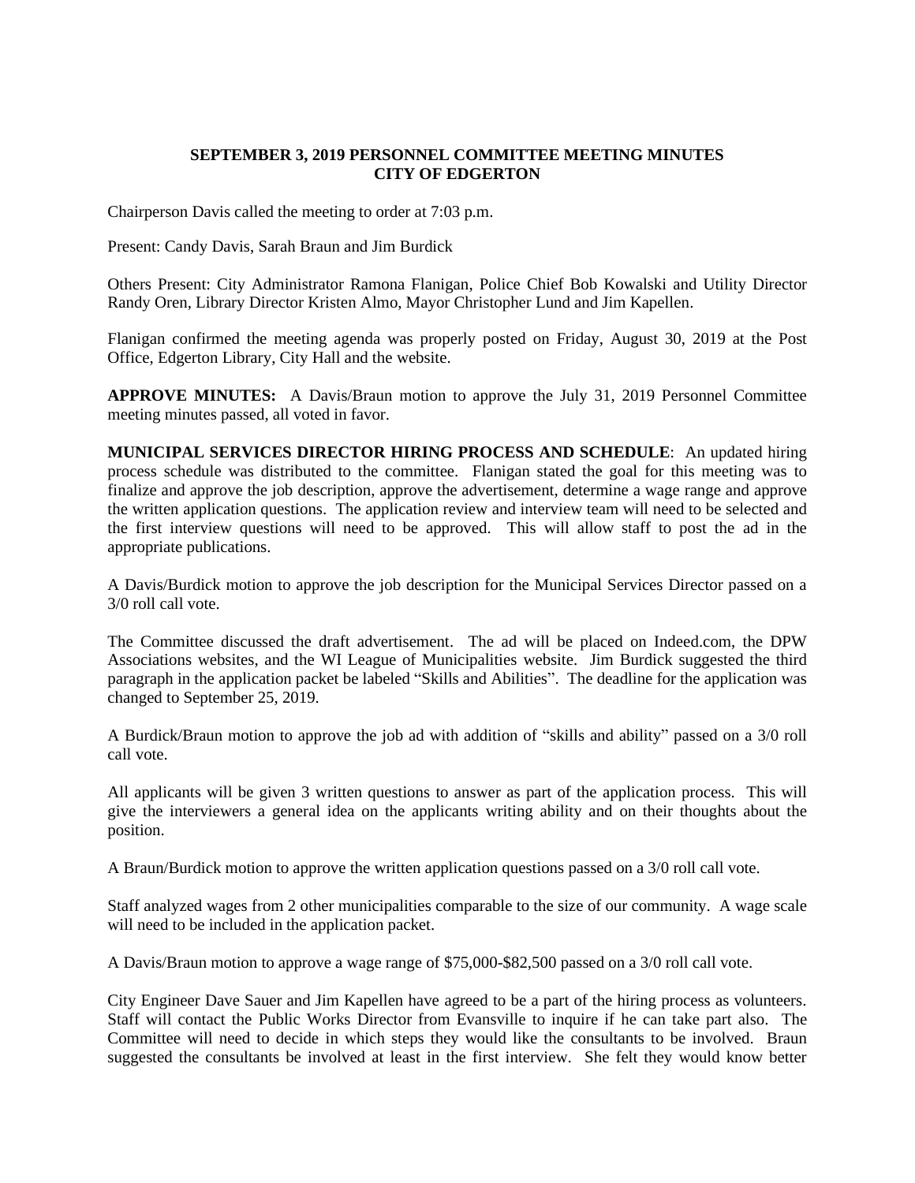**SEPTEMBER 3, 2019 PERSONNEL COMMITTEE MEETING MINUTES**
**CITY OF EDGERTON**

Chairperson Davis called the meeting to order at 7:03 p.m.

Present: Candy Davis, Sarah Braun and Jim Burdick

Others Present: City Administrator Ramona Flanigan, Police Chief Bob Kowalski and Utility Director Randy Oren, Library Director Kristen Almo, Mayor Christopher Lund and Jim Kapellen.

Flanigan confirmed the meeting agenda was properly posted on Friday, August 30, 2019 at the Post Office, Edgerton Library, City Hall and the website.

**APPROVE MINUTES:** A Davis/Braun motion to approve the July 31, 2019 Personnel Committee meeting minutes passed, all voted in favor.

**MUNICIPAL SERVICES DIRECTOR HIRING PROCESS AND SCHEDULE**: An updated hiring process schedule was distributed to the committee. Flanigan stated the goal for this meeting was to finalize and approve the job description, approve the advertisement, determine a wage range and approve the written application questions. The application review and interview team will need to be selected and the first interview questions will need to be approved. This will allow staff to post the ad in the appropriate publications.

A Davis/Burdick motion to approve the job description for the Municipal Services Director passed on a 3/0 roll call vote.

The Committee discussed the draft advertisement. The ad will be placed on Indeed.com, the DPW Associations websites, and the WI League of Municipalities website. Jim Burdick suggested the third paragraph in the application packet be labeled "Skills and Abilities". The deadline for the application was changed to September 25, 2019.

A Burdick/Braun motion to approve the job ad with addition of "skills and ability" passed on a 3/0 roll call vote.

All applicants will be given 3 written questions to answer as part of the application process. This will give the interviewers a general idea on the applicants writing ability and on their thoughts about the position.

A Braun/Burdick motion to approve the written application questions passed on a 3/0 roll call vote.

Staff analyzed wages from 2 other municipalities comparable to the size of our community. A wage scale will need to be included in the application packet.

A Davis/Braun motion to approve a wage range of $75,000-$82,500 passed on a 3/0 roll call vote.

City Engineer Dave Sauer and Jim Kapellen have agreed to be a part of the hiring process as volunteers. Staff will contact the Public Works Director from Evansville to inquire if he can take part also. The Committee will need to decide in which steps they would like the consultants to be involved. Braun suggested the consultants be involved at least in the first interview. She felt they would know better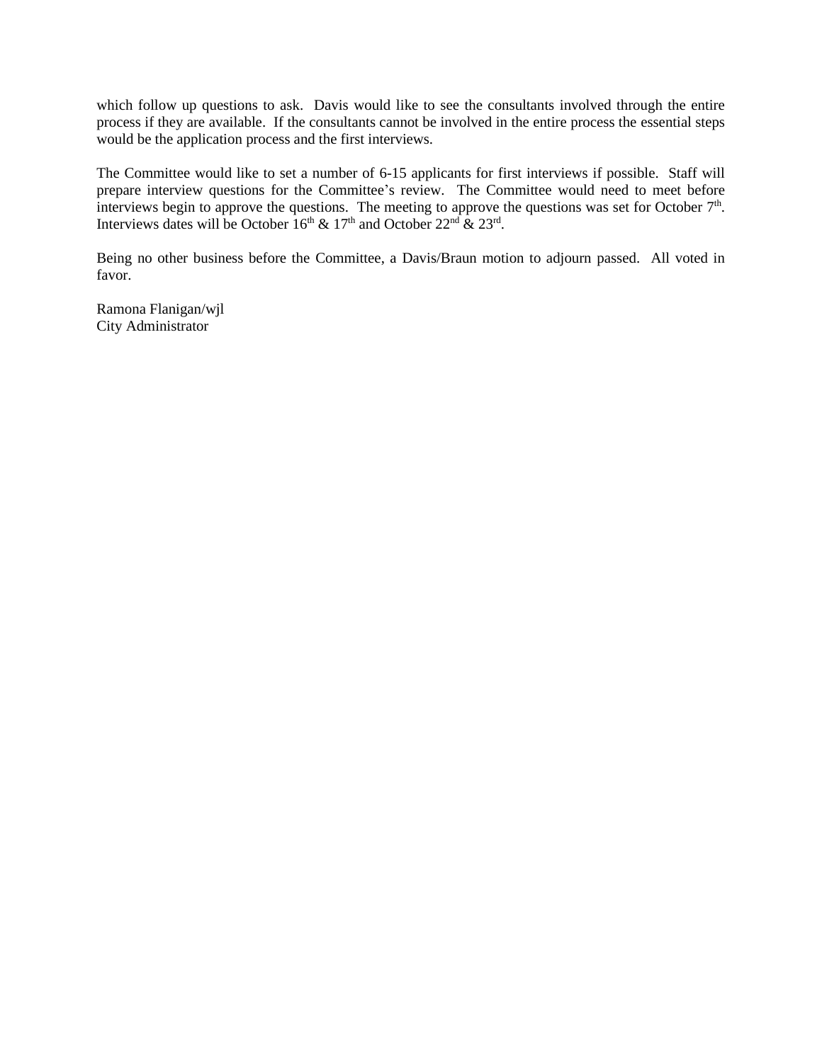which follow up questions to ask. Davis would like to see the consultants involved through the entire process if they are available. If the consultants cannot be involved in the entire process the essential steps would be the application process and the first interviews.

The Committee would like to set a number of 6-15 applicants for first interviews if possible. Staff will prepare interview questions for the Committee's review. The Committee would need to meet before interviews begin to approve the questions. The meeting to approve the questions was set for October 7th. Interviews dates will be October 16th & 17th and October 22nd & 23rd.

Being no other business before the Committee, a Davis/Braun motion to adjourn passed. All voted in favor.

Ramona Flanigan/wjl
City Administrator